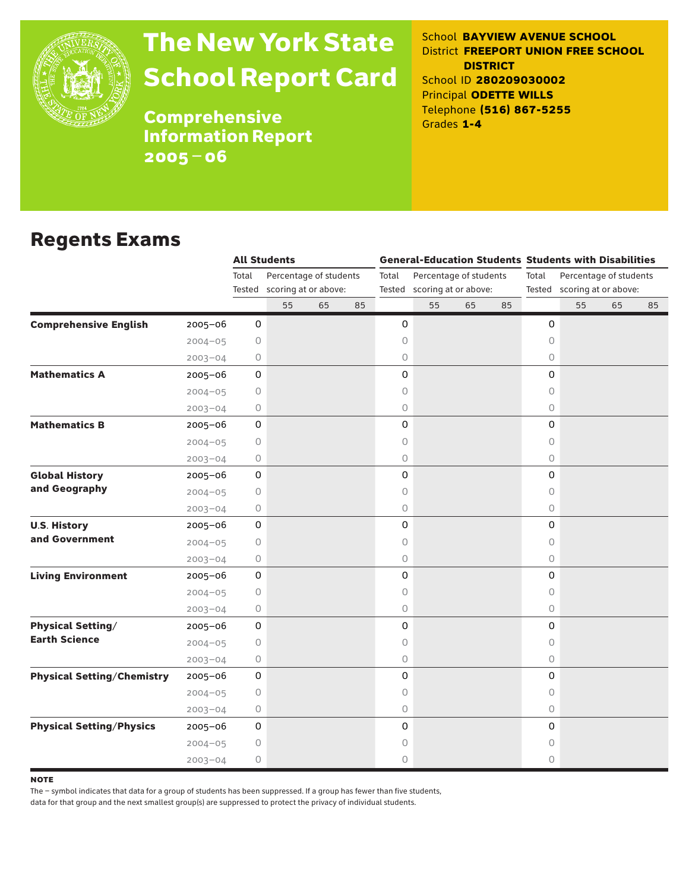# The New York State School Report Card

**Comprehensive Information Report 2005–06**

School **BAYVIEW AVENUE SCHOOL**
District **FREEPORT UNION FREE SCHOOL DISTRICT**
School ID **280209030002**
Principal **ODETTE WILLS**
Telephone **(516) 867-5255**
Grades **1-4**

## Regents Exams

| | | All Students | | | | General-Education Students | | | | Students with Disabilities | | | |
|---|---|---|---|---|---|---|---|---|---|---|---|---|---|
| | | Total Tested | Percentage of students scoring at or above: | | | Total Tested | Percentage of students scoring at or above: | | | Total Tested | Percentage of students scoring at or above: | | |
| | | | 55 | 65 | 85 | | 55 | 65 | 85 | | 55 | 65 | 85 |
| **Comprehensive English** | 2005–06 | 0 | | | | 0 | | | | 0 | | | |
| | 2004–05 | 0 | | | | 0 | | | | 0 | | | |
| | 2003–04 | 0 | | | | 0 | | | | 0 | | | |
| **Mathematics A** | 2005–06 | 0 | | | | 0 | | | | 0 | | | |
| | 2004–05 | 0 | | | | 0 | | | | 0 | | | |
| | 2003–04 | 0 | | | | 0 | | | | 0 | | | |
| **Mathematics B** | 2005–06 | 0 | | | | 0 | | | | 0 | | | |
| | 2004–05 | 0 | | | | 0 | | | | 0 | | | |
| | 2003–04 | 0 | | | | 0 | | | | 0 | | | |
| **Global History and Geography** | 2005–06 | 0 | | | | 0 | | | | 0 | | | |
| | 2004–05 | 0 | | | | 0 | | | | 0 | | | |
| | 2003–04 | 0 | | | | 0 | | | | 0 | | | |
| **U.S. History and Government** | 2005–06 | 0 | | | | 0 | | | | 0 | | | |
| | 2004–05 | 0 | | | | 0 | | | | 0 | | | |
| | 2003–04 | 0 | | | | 0 | | | | 0 | | | |
| **Living Environment** | 2005–06 | 0 | | | | 0 | | | | 0 | | | |
| | 2004–05 | 0 | | | | 0 | | | | 0 | | | |
| | 2003–04 | 0 | | | | 0 | | | | 0 | | | |
| **Physical Setting/ Earth Science** | 2005–06 | 0 | | | | 0 | | | | 0 | | | |
| | 2004–05 | 0 | | | | 0 | | | | 0 | | | |
| | 2003–04 | 0 | | | | 0 | | | | 0 | | | |
| **Physical Setting/Chemistry** | 2005–06 | 0 | | | | 0 | | | | 0 | | | |
| | 2004–05 | 0 | | | | 0 | | | | 0 | | | |
| | 2003–04 | 0 | | | | 0 | | | | 0 | | | |
| **Physical Setting/Physics** | 2005–06 | 0 | | | | 0 | | | | 0 | | | |
| | 2004–05 | 0 | | | | 0 | | | | 0 | | | |
| | 2003–04 | 0 | | | | 0 | | | | 0 | | | |

**NOTE**

The – symbol indicates that data for a group of students has been suppressed. If a group has fewer than five students, data for that group and the next smallest group(s) are suppressed to protect the privacy of individual students.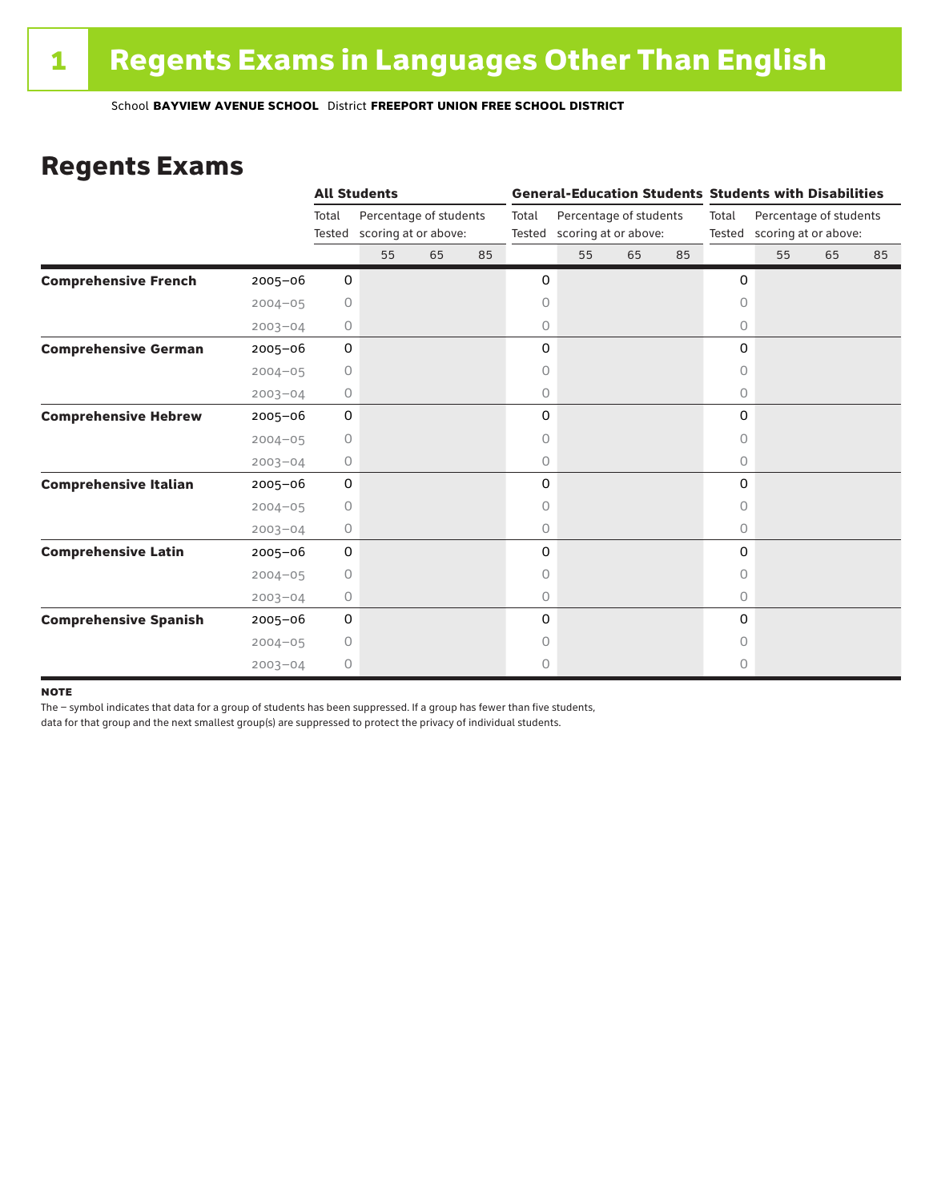# 1 Regents Exams in Languages Other Than English

School **BAYVIEW AVENUE SCHOOL** District **FREEPORT UNION FREE SCHOOL DISTRICT**

## Regents Exams

| | | All Students | | | | General-Education Students | | | | Students with Disabilities | | | |
|---|---|---|---|---|---|---|---|---|---|---|---|---|---|
| | | Total Tested | Percentage of students scoring at or above: | | | Total Tested | Percentage of students scoring at or above: | | | Total Tested | Percentage of students scoring at or above: | | |
| | | | 55 | 65 | 85 | | 55 | 65 | 85 | | 55 | 65 | 85 |
| **Comprehensive French** | 2005–06 | 0 | | | | 0 | | | | 0 | | | |
| | 2004–05 | 0 | | | | 0 | | | | 0 | | | |
| | 2003–04 | 0 | | | | 0 | | | | 0 | | | |
| **Comprehensive German** | 2005–06 | 0 | | | | 0 | | | | 0 | | | |
| | 2004–05 | 0 | | | | 0 | | | | 0 | | | |
| | 2003–04 | 0 | | | | 0 | | | | 0 | | | |
| **Comprehensive Hebrew** | 2005–06 | 0 | | | | 0 | | | | 0 | | | |
| | 2004–05 | 0 | | | | 0 | | | | 0 | | | |
| | 2003–04 | 0 | | | | 0 | | | | 0 | | | |
| **Comprehensive Italian** | 2005–06 | 0 | | | | 0 | | | | 0 | | | |
| | 2004–05 | 0 | | | | 0 | | | | 0 | | | |
| | 2003–04 | 0 | | | | 0 | | | | 0 | | | |
| **Comprehensive Latin** | 2005–06 | 0 | | | | 0 | | | | 0 | | | |
| | 2004–05 | 0 | | | | 0 | | | | 0 | | | |
| | 2003–04 | 0 | | | | 0 | | | | 0 | | | |
| **Comprehensive Spanish** | 2005–06 | 0 | | | | 0 | | | | 0 | | | |
| | 2004–05 | 0 | | | | 0 | | | | 0 | | | |
| | 2003–04 | 0 | | | | 0 | | | | 0 | | | |

**NOTE**

The – symbol indicates that data for a group of students has been suppressed. If a group has fewer than five students, data for that group and the next smallest group(s) are suppressed to protect the privacy of individual students.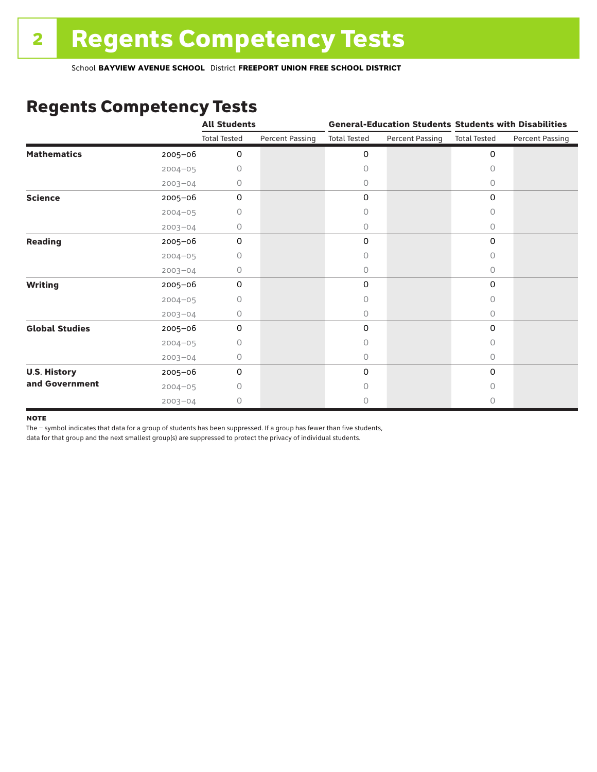# Regents Competency Tests

School **BAYVIEW AVENUE SCHOOL** District **FREEPORT UNION FREE SCHOOL DISTRICT**

## Regents Competency Tests

| | | All Students | | General-Education Students | | Students with Disabilities | |
|---|---|---|---|---|---|---|---|
| | | Total Tested | Percent Passing | Total Tested | Percent Passing | Total Tested | Percent Passing |
| **Mathematics** | 2005–06 | 0 | | 0 | | 0 | |
| | 2004–05 | 0 | | 0 | | 0 | |
| | 2003–04 | 0 | | 0 | | 0 | |
| **Science** | 2005–06 | 0 | | 0 | | 0 | |
| | 2004–05 | 0 | | 0 | | 0 | |
| | 2003–04 | 0 | | 0 | | 0 | |
| **Reading** | 2005–06 | 0 | | 0 | | 0 | |
| | 2004–05 | 0 | | 0 | | 0 | |
| | 2003–04 | 0 | | 0 | | 0 | |
| **Writing** | 2005–06 | 0 | | 0 | | 0 | |
| | 2004–05 | 0 | | 0 | | 0 | |
| | 2003–04 | 0 | | 0 | | 0 | |
| **Global Studies** | 2005–06 | 0 | | 0 | | 0 | |
| | 2004–05 | 0 | | 0 | | 0 | |
| | 2003–04 | 0 | | 0 | | 0 | |
| **U.S. History and Government** | 2005–06 | 0 | | 0 | | 0 | |
| | 2004–05 | 0 | | 0 | | 0 | |
| | 2003–04 | 0 | | 0 | | 0 | |

**NOTE**

The – symbol indicates that data for a group of students has been suppressed. If a group has fewer than five students, data for that group and the next smallest group(s) are suppressed to protect the privacy of individual students.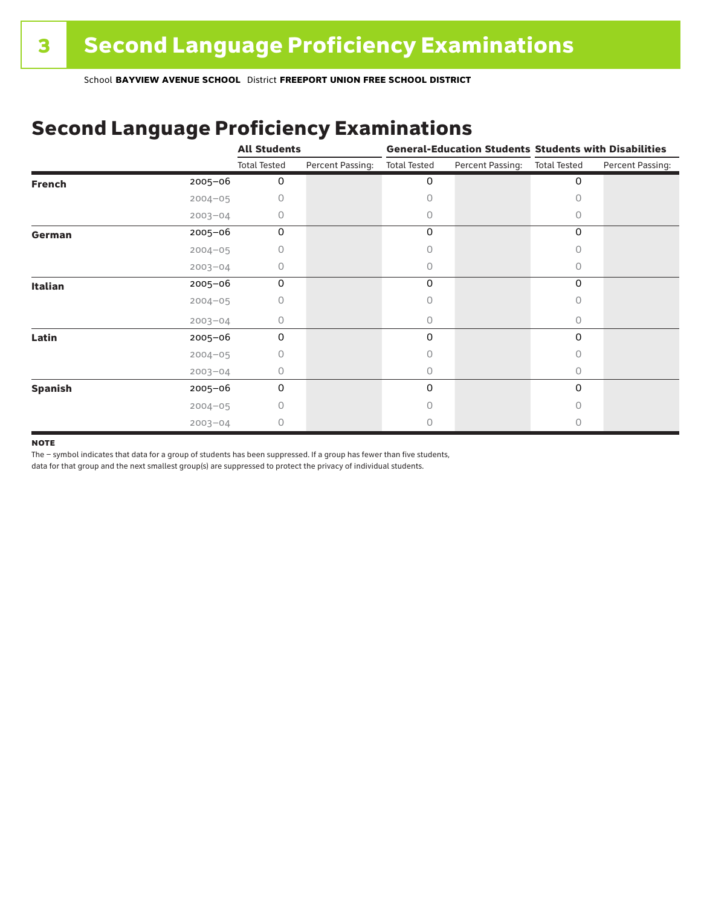# 3 Second Language Proficiency Examinations

School **BAYVIEW AVENUE SCHOOL** District **FREEPORT UNION FREE SCHOOL DISTRICT**

## Second Language Proficiency Examinations

| | | All Students | | General-Education Students | | Students with Disabilities | |
|---|---|---|---|---|---|---|---|
| | | Total Tested | Percent Passing: | Total Tested | Percent Passing: | Total Tested | Percent Passing: |
| **French** | 2005–06 | 0 | | 0 | | 0 | |
| | 2004–05 | 0 | | 0 | | 0 | |
| | 2003–04 | 0 | | 0 | | 0 | |
| **German** | 2005–06 | 0 | | 0 | | 0 | |
| | 2004–05 | 0 | | 0 | | 0 | |
| | 2003–04 | 0 | | 0 | | 0 | |
| **Italian** | 2005–06 | 0 | | 0 | | 0 | |
| | 2004–05 | 0 | | 0 | | 0 | |
| | 2003–04 | 0 | | 0 | | 0 | |
| **Latin** | 2005–06 | 0 | | 0 | | 0 | |
| | 2004–05 | 0 | | 0 | | 0 | |
| | 2003–04 | 0 | | 0 | | 0 | |
| **Spanish** | 2005–06 | 0 | | 0 | | 0 | |
| | 2004–05 | 0 | | 0 | | 0 | |
| | 2003–04 | 0 | | 0 | | 0 | |

**NOTE**

The – symbol indicates that data for a group of students has been suppressed. If a group has fewer than five students, data for that group and the next smallest group(s) are suppressed to protect the privacy of individual students.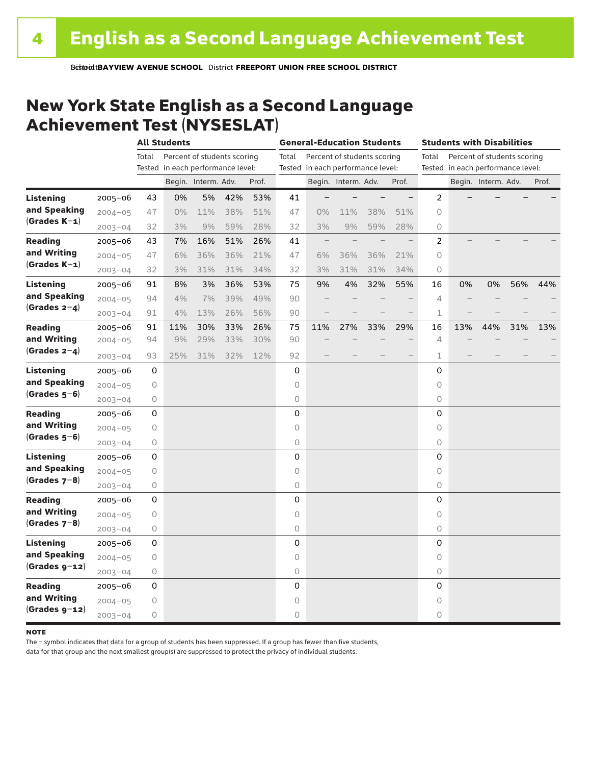School **BAYVIEW AVENUE SCHOOL** District **FREEPORT UNION FREE SCHOOL DISTRICT**

## New York State English as a Second Language Achievement Test (NYSESLAT)

| | | All Students | | | | | General-Education Students | | | | | Students with Disabilities | | | | |
|---|---|---|---|---|---|---|---|---|---|---|---|---|---|---|---|---|
| | | Total Tested | Percent of students scoring in each performance level: | | | | Total Tested | Percent of students scoring in each performance level: | | | | Total Tested | Percent of students scoring in each performance level: | | | |
| | | | Begin. | Interm. | Adv. | Prof. | | Begin. | Interm. | Adv. | Prof. | | Begin. | Interm. | Adv. | Prof. |
| **Listening and Speaking (Grades K–1)** | 2005–06 | 43 | 0% | 5% | 42% | 53% | 41 | – | – | – | – | 2 | – | – | – | – |
| | 2004–05 | 47 | 0% | 11% | 38% | 51% | 47 | 0% | 11% | 38% | 51% | 0 | | | | |
| | 2003–04 | 32 | 3% | 9% | 59% | 28% | 32 | 3% | 9% | 59% | 28% | 0 | | | | |
| **Reading and Writing (Grades K–1)** | 2005–06 | 43 | 7% | 16% | 51% | 26% | 41 | – | – | – | – | 2 | – | – | – | – |
| | 2004–05 | 47 | 6% | 36% | 36% | 21% | 47 | 6% | 36% | 36% | 21% | 0 | | | | |
| | 2003–04 | 32 | 3% | 31% | 31% | 34% | 32 | 3% | 31% | 31% | 34% | 0 | | | | |
| **Listening and Speaking (Grades 2–4)** | 2005–06 | 91 | 8% | 3% | 36% | 53% | 75 | 9% | 4% | 32% | 55% | 16 | 0% | 0% | 56% | 44% |
| | 2004–05 | 94 | 4% | 7% | 39% | 49% | 90 | – | – | – | – | 4 | – | – | – | – |
| | 2003–04 | 91 | 4% | 13% | 26% | 56% | 90 | – | – | – | – | 1 | – | – | – | – |
| **Reading and Writing (Grades 2–4)** | 2005–06 | 91 | 11% | 30% | 33% | 26% | 75 | 11% | 27% | 33% | 29% | 16 | 13% | 44% | 31% | 13% |
| | 2004–05 | 94 | 9% | 29% | 33% | 30% | 90 | – | – | – | – | 4 | – | – | – | – |
| | 2003–04 | 93 | 25% | 31% | 32% | 12% | 92 | – | – | – | – | 1 | – | – | – | – |
| **Listening and Speaking (Grades 5–6)** | 2005–06 | 0 | | | | | 0 | | | | | 0 | | | | |
| | 2004–05 | 0 | | | | | 0 | | | | | 0 | | | | |
| | 2003–04 | 0 | | | | | 0 | | | | | 0 | | | | |
| **Reading and Writing (Grades 5–6)** | 2005–06 | 0 | | | | | 0 | | | | | 0 | | | | |
| | 2004–05 | 0 | | | | | 0 | | | | | 0 | | | | |
| | 2003–04 | 0 | | | | | 0 | | | | | 0 | | | | |
| **Listening and Speaking (Grades 7–8)** | 2005–06 | 0 | | | | | 0 | | | | | 0 | | | | |
| | 2004–05 | 0 | | | | | 0 | | | | | 0 | | | | |
| | 2003–04 | 0 | | | | | 0 | | | | | 0 | | | | |
| **Reading and Writing (Grades 7–8)** | 2005–06 | 0 | | | | | 0 | | | | | 0 | | | | |
| | 2004–05 | 0 | | | | | 0 | | | | | 0 | | | | |
| | 2003–04 | 0 | | | | | 0 | | | | | 0 | | | | |
| **Listening and Speaking (Grades 9–12)** | 2005–06 | 0 | | | | | 0 | | | | | 0 | | | | |
| | 2004–05 | 0 | | | | | 0 | | | | | 0 | | | | |
| | 2003–04 | 0 | | | | | 0 | | | | | 0 | | | | |
| **Reading and Writing (Grades 9–12)** | 2005–06 | 0 | | | | | 0 | | | | | 0 | | | | |
| | 2004–05 | 0 | | | | | 0 | | | | | 0 | | | | |
| | 2003–04 | 0 | | | | | 0 | | | | | 0 | | | | |

**NOTE**

The – symbol indicates that data for a group of students has been suppressed. If a group has fewer than five students, data for that group and the next smallest group(s) are suppressed to protect the privacy of individual students.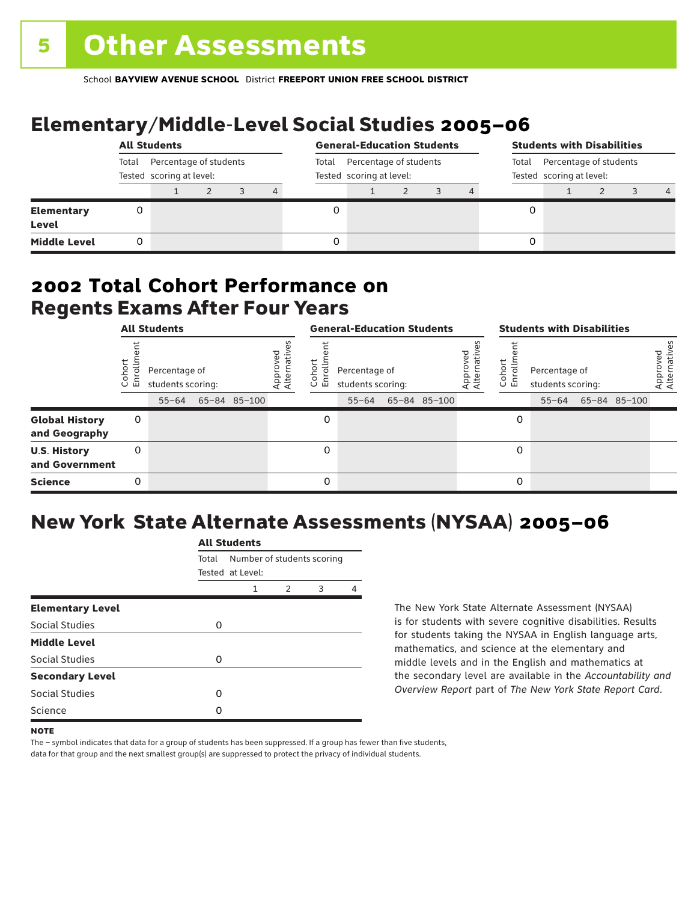# 5 Other Assessments

School **BAYVIEW AVENUE SCHOOL** District **FREEPORT UNION FREE SCHOOL DISTRICT**

## Elementary/Middle-Level Social Studies 2005–06

| | All Students | | | | | General-Education Students | | | | | Students with Disabilities | | | | |
|---|---|---|---|---|---|---|---|---|---|---|---|---|---|---|---|
| | Total Tested | Percentage of students scoring at level: | | | | Total Tested | Percentage of students scoring at level: | | | | Total Tested | Percentage of students scoring at level: | | | |
| | | 1 | 2 | 3 | 4 | | 1 | 2 | 3 | 4 | | 1 | 2 | 3 | 4 |
| **Elementary Level** | 0 | | | | | 0 | | | | | 0 | | | | |
| **Middle Level** | 0 | | | | | 0 | | | | | 0 | | | | |

## 2002 Total Cohort Performance on Regents Exams After Four Years

| | All Students | | | | | General-Education Students | | | | | Students with Disabilities | | | | |
|---|---|---|---|---|---|---|---|---|---|---|---|---|---|---|---|
| | Cohort Enrollment | Percentage of students scoring: | | | Approved Alternatives | Cohort Enrollment | Percentage of students scoring: | | | Approved Alternatives | Cohort Enrollment | Percentage of students scoring: | | | Approved Alternatives |
| | | 55–64 | 65–84 | 85–100 | | | 55–64 | 65–84 | 85–100 | | | 55–64 | 65–84 | 85–100 | |
| **Global History and Geography** | 0 | | | | | 0 | | | | | 0 | | | | |
| **U.S. History and Government** | 0 | | | | | 0 | | | | | 0 | | | | |
| **Science** | 0 | | | | | 0 | | | | | 0 | | | | |

## New York State Alternate Assessments (NYSAA) 2005–06

| | All Students | | | | |
|---|---|---|---|---|---|
| | Total Tested | Number of students scoring at Level: | | | |
| | | 1 | 2 | 3 | 4 |
| **Elementary Level** | | | | | |
| Social Studies | 0 | | | | |
| **Middle Level** | | | | | |
| Social Studies | 0 | | | | |
| **Secondary Level** | | | | | |
| Social Studies | 0 | | | | |
| Science | 0 | | | | |

The New York State Alternate Assessment (NYSAA) is for students with severe cognitive disabilities. Results for students taking the NYSAA in English language arts, mathematics, and science at the elementary and middle levels and in the English and mathematics at the secondary level are available in the *Accountability and Overview Report* part of *The New York State Report Card*.

**NOTE**

The – symbol indicates that data for a group of students has been suppressed. If a group has fewer than five students, data for that group and the next smallest group(s) are suppressed to protect the privacy of individual students.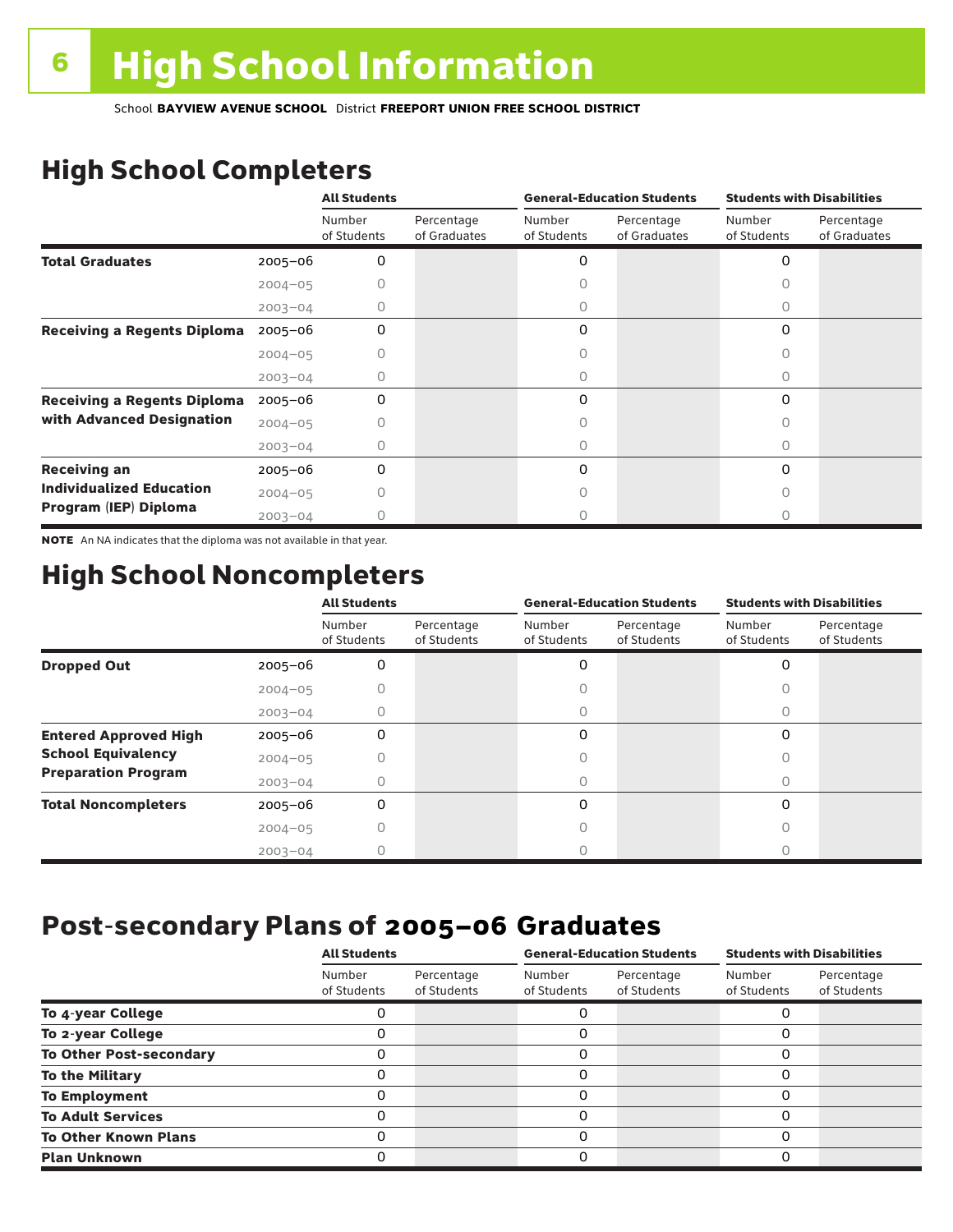# High School Information

School **BAYVIEW AVENUE SCHOOL** District **FREEPORT UNION FREE SCHOOL DISTRICT**

## High School Completers

| | | All Students | | General-Education Students | | Students with Disabilities | |
|---|---|---|---|---|---|---|---|
| | | Number of Students | Percentage of Graduates | Number of Students | Percentage of Graduates | Number of Students | Percentage of Graduates |
| **Total Graduates** | 2005–06 | 0 | | 0 | | 0 | |
| | 2004–05 | 0 | | 0 | | 0 | |
| | 2003–04 | 0 | | 0 | | 0 | |
| **Receiving a Regents Diploma** | 2005–06 | 0 | | 0 | | 0 | |
| | 2004–05 | 0 | | 0 | | 0 | |
| | 2003–04 | 0 | | 0 | | 0 | |
| **Receiving a Regents Diploma with Advanced Designation** | 2005–06 | 0 | | 0 | | 0 | |
| | 2004–05 | 0 | | 0 | | 0 | |
| | 2003–04 | 0 | | 0 | | 0 | |
| **Receiving an Individualized Education Program (IEP) Diploma** | 2005–06 | 0 | | 0 | | 0 | |
| | 2004–05 | 0 | | 0 | | 0 | |
| | 2003–04 | 0 | | 0 | | 0 | |

**NOTE** An NA indicates that the diploma was not available in that year.

## High School Noncompleters

| | | All Students | | General-Education Students | | Students with Disabilities | |
|---|---|---|---|---|---|---|---|
| | | Number of Students | Percentage of Students | Number of Students | Percentage of Students | Number of Students | Percentage of Students |
| **Dropped Out** | 2005–06 | 0 | | 0 | | 0 | |
| | 2004–05 | 0 | | 0 | | 0 | |
| | 2003–04 | 0 | | 0 | | 0 | |
| **Entered Approved High School Equivalency Preparation Program** | 2005–06 | 0 | | 0 | | 0 | |
| | 2004–05 | 0 | | 0 | | 0 | |
| | 2003–04 | 0 | | 0 | | 0 | |
| **Total Noncompleters** | 2005–06 | 0 | | 0 | | 0 | |
| | 2004–05 | 0 | | 0 | | 0 | |
| | 2003–04 | 0 | | 0 | | 0 | |

## Post-secondary Plans of 2005–06 Graduates

| | All Students | | General-Education Students | | Students with Disabilities | |
|---|---|---|---|---|---|---|
| | Number of Students | Percentage of Students | Number of Students | Percentage of Students | Number of Students | Percentage of Students |
| **To 4-year College** | 0 | | 0 | | 0 | |
| **To 2-year College** | 0 | | 0 | | 0 | |
| **To Other Post-secondary** | 0 | | 0 | | 0 | |
| **To the Military** | 0 | | 0 | | 0 | |
| **To Employment** | 0 | | 0 | | 0 | |
| **To Adult Services** | 0 | | 0 | | 0 | |
| **To Other Known Plans** | 0 | | 0 | | 0 | |
| **Plan Unknown** | 0 | | 0 | | 0 | |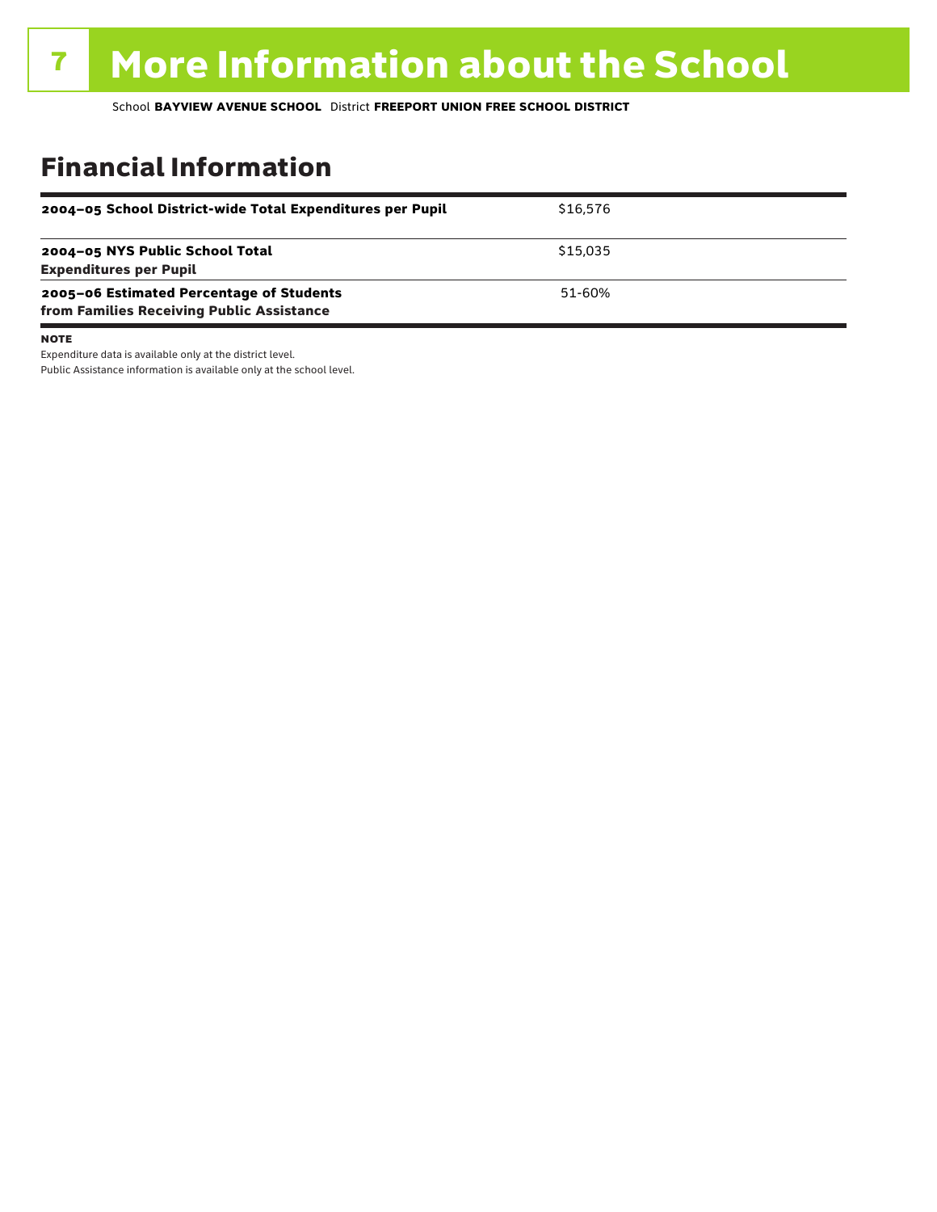# 7 More Information about the School

School **BAYVIEW AVENUE SCHOOL** District **FREEPORT UNION FREE SCHOOL DISTRICT**

## Financial Information

| | |
|---|---|
| **2004–05 School District-wide Total Expenditures per Pupil** | $16,576 |
| **2004–05 NYS Public School Total Expenditures per Pupil** | $15,035 |
| **2005–06 Estimated Percentage of Students from Families Receiving Public Assistance** | 51-60% |

**NOTE**

Expenditure data is available only at the district level.

Public Assistance information is available only at the school level.